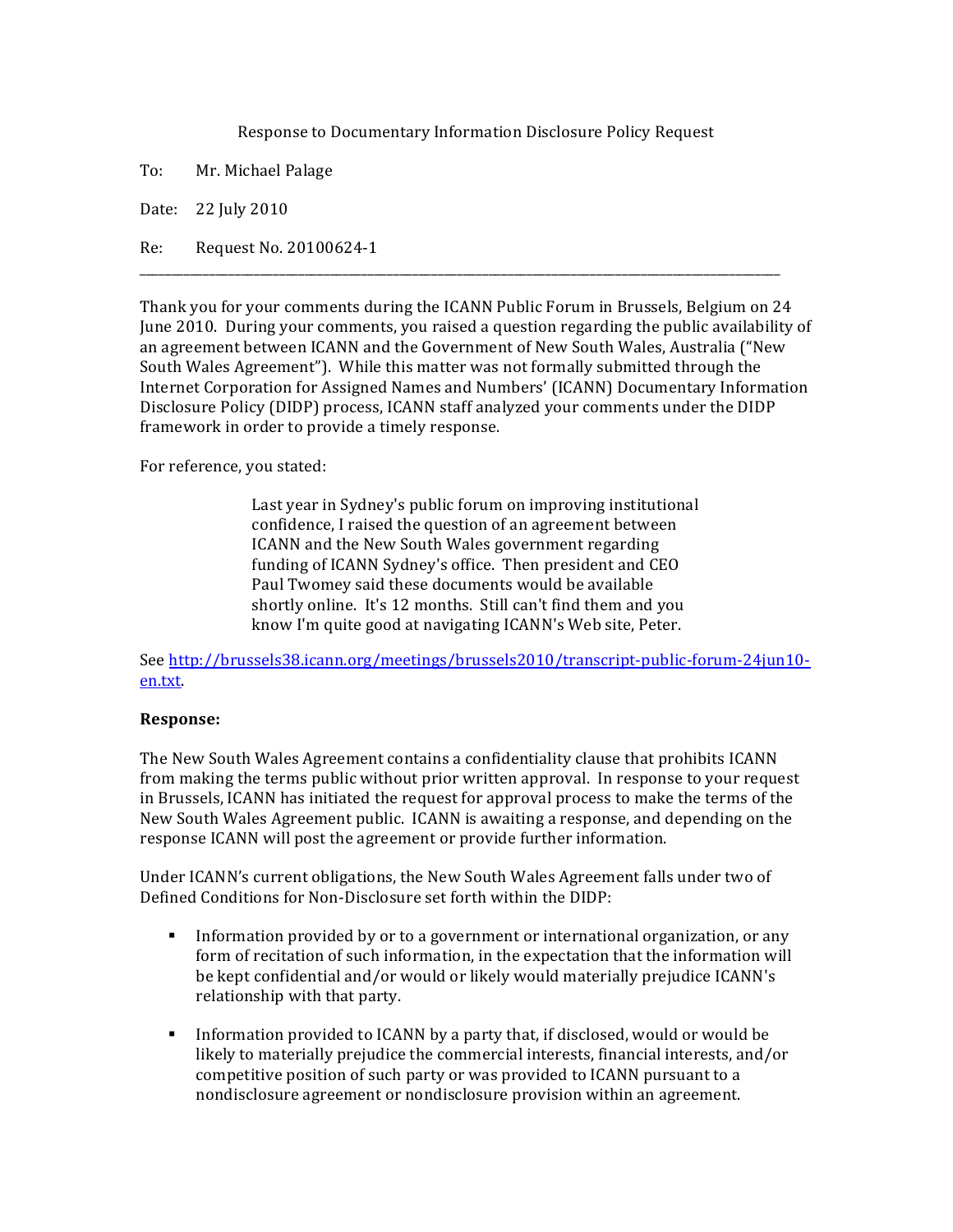Response to Documentary Information Disclosure Policy Request

To: Mr. Michael Palage

Date: 22 July 2010

Re: Request No. 20100624-1

---

Thank you for your comments during the ICANN Public Forum in Brussels, Belgium on 24 June 2010. During your comments, you raised a question regarding the public availability of an agreement between ICANN and the Government of New South Wales, Australia ("New South Wales Agreement"). While this matter was not formally submitted through the Internet Corporation for Assigned Names and Numbers' (ICANN) Documentary Information Disclosure Policy (DIDP) process, ICANN staff analyzed your comments under the DIDP framework in order to provide a timely response.

For reference, you stated:

> Last year in Sydney's public forum on improving institutional confidence, I raised the question of an agreement between ICANN and the New South Wales government regarding funding of ICANN Sydney's office. Then president and CEO Paul Twomey said these documents would be available shortly online. It's 12 months. Still can't find them and you know I'm quite good at navigating ICANN's Web site, Peter.

See [http://brussels38.icann.org/meetings/brussels2010/transcript-public-forum-24jun10-en.txt](http://brussels38.icann.org/meetings/brussels2010/transcript-public-forum-24jun10-en.txt).

**Response:**

The New South Wales Agreement contains a confidentiality clause that prohibits ICANN from making the terms public without prior written approval. In response to your request in Brussels, ICANN has initiated the request for approval process to make the terms of the New South Wales Agreement public. ICANN is awaiting a response, and depending on the response ICANN will post the agreement or provide further information.

Under ICANN's current obligations, the New South Wales Agreement falls under two of Defined Conditions for Non-Disclosure set forth within the DIDP:

- Information provided by or to a government or international organization, or any form of recitation of such information, in the expectation that the information will be kept confidential and/or would or likely would materially prejudice ICANN's relationship with that party.

- Information provided to ICANN by a party that, if disclosed, would or would be likely to materially prejudice the commercial interests, financial interests, and/or competitive position of such party or was provided to ICANN pursuant to a nondisclosure agreement or nondisclosure provision within an agreement.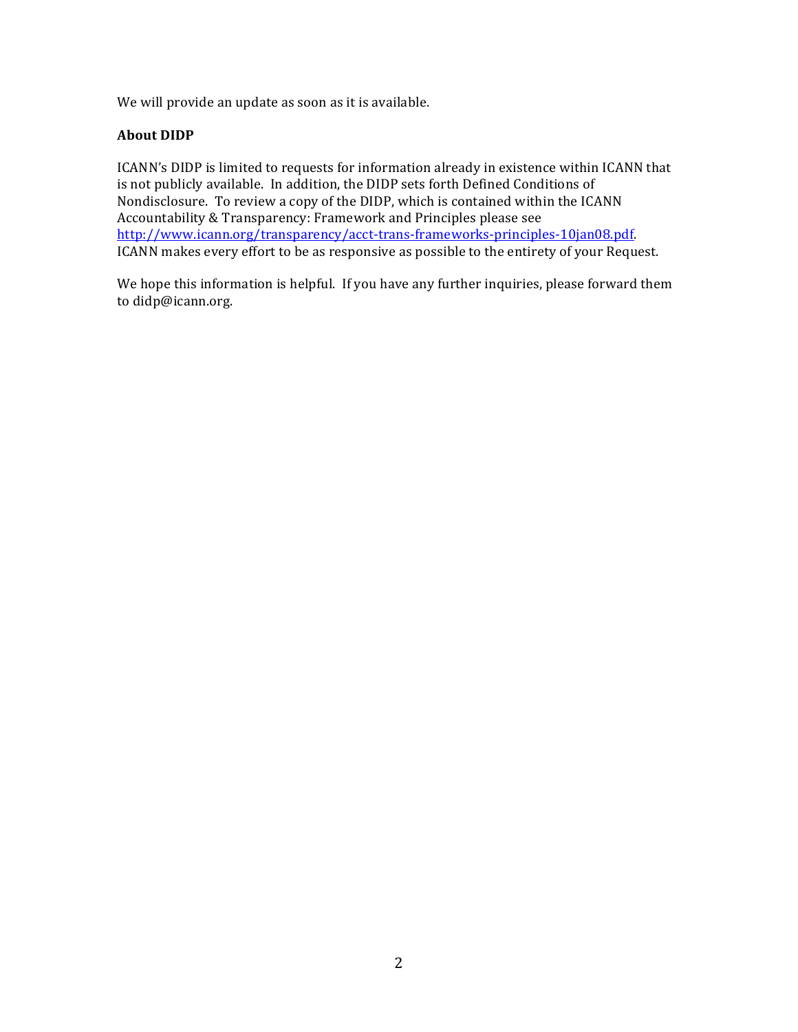We will provide an update as soon as it is available.

**About DIDP**

ICANN's DIDP is limited to requests for information already in existence within ICANN that is not publicly available. In addition, the DIDP sets forth Defined Conditions of Nondisclosure. To review a copy of the DIDP, which is contained within the ICANN Accountability & Transparency: Framework and Principles please see http://www.icann.org/transparency/acct-trans-frameworks-principles-10jan08.pdf. ICANN makes every effort to be as responsive as possible to the entirety of your Request.

We hope this information is helpful. If you have any further inquiries, please forward them to didp@icann.org.